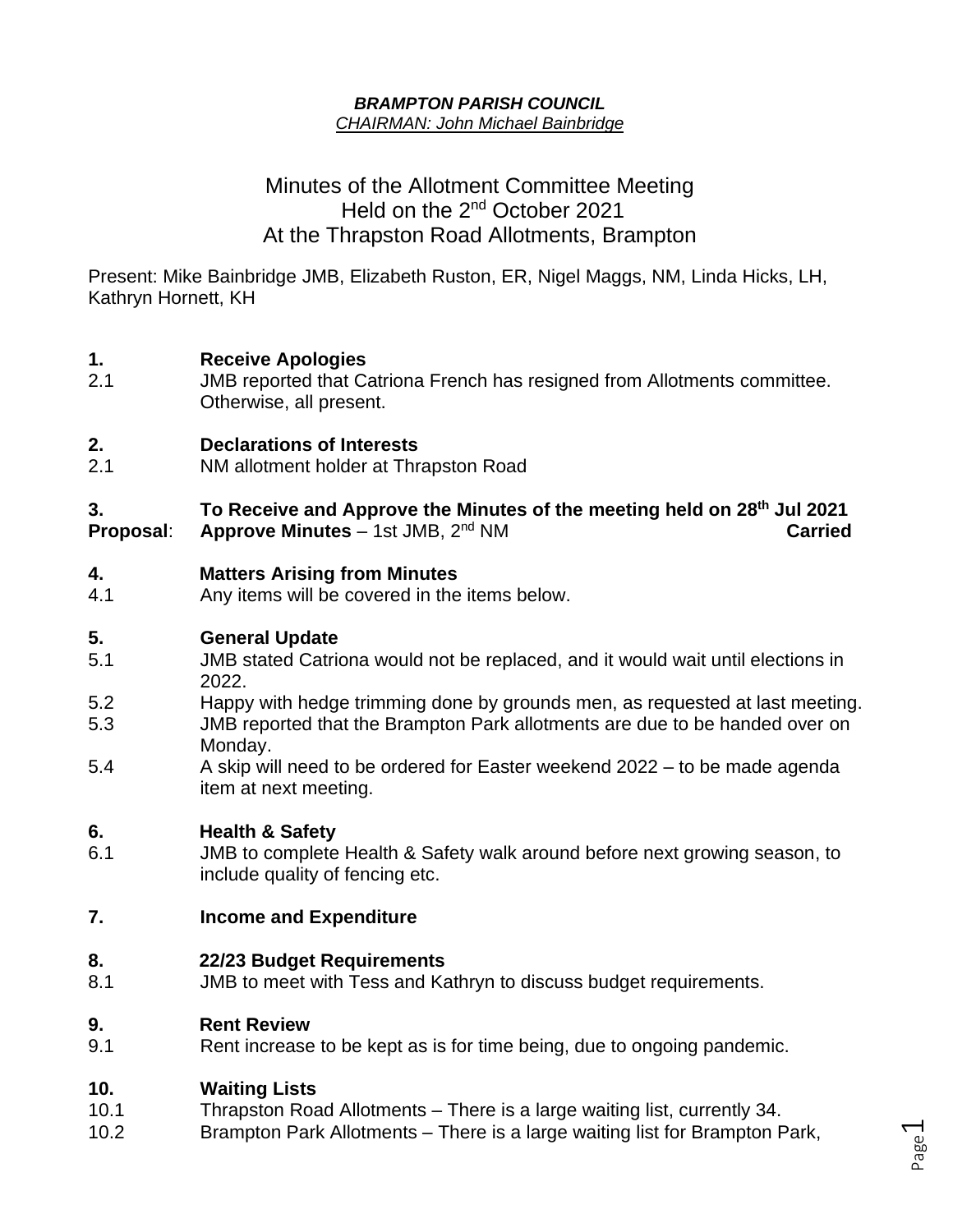***BRAMPTON PARISH COUNCIL***
*CHAIRMAN: John Michael Bainbridge*

# Minutes of the Allotment Committee Meeting
## Held on the 2nd October 2021
## At the Thrapston Road Allotments, Brampton

Present: Mike Bainbridge JMB, Elizabeth Ruston, ER, Nigel Maggs, NM, Linda Hicks, LH, Kathryn Hornett, KH

**1. Receive Apologies**

2.1 JMB reported that Catriona French has resigned from Allotments committee. Otherwise, all present.

**2. Declarations of Interests**

2.1 NM allotment holder at Thrapston Road

**3. To Receive and Approve the Minutes of the meeting held on 28th Jul 2021**

**Proposal**: **Approve Minutes** – 1st JMB, 2nd NM **Carried**

**4. Matters Arising from Minutes**

4.1 Any items will be covered in the items below.

**5. General Update**

5.1 JMB stated Catriona would not be replaced, and it would wait until elections in 2022.

5.2 Happy with hedge trimming done by grounds men, as requested at last meeting.

5.3 JMB reported that the Brampton Park allotments are due to be handed over on Monday.

5.4 A skip will need to be ordered for Easter weekend 2022 – to be made agenda item at next meeting.

**6. Health & Safety**

6.1 JMB to complete Health & Safety walk around before next growing season, to include quality of fencing etc.

**7. Income and Expenditure**

**8. 22/23 Budget Requirements**

8.1 JMB to meet with Tess and Kathryn to discuss budget requirements.

**9. Rent Review**

9.1 Rent increase to be kept as is for time being, due to ongoing pandemic.

**10. Waiting Lists**

10.1 Thrapston Road Allotments – There is a large waiting list, currently 34.

10.2 Brampton Park Allotments – There is a large waiting list for Brampton Park,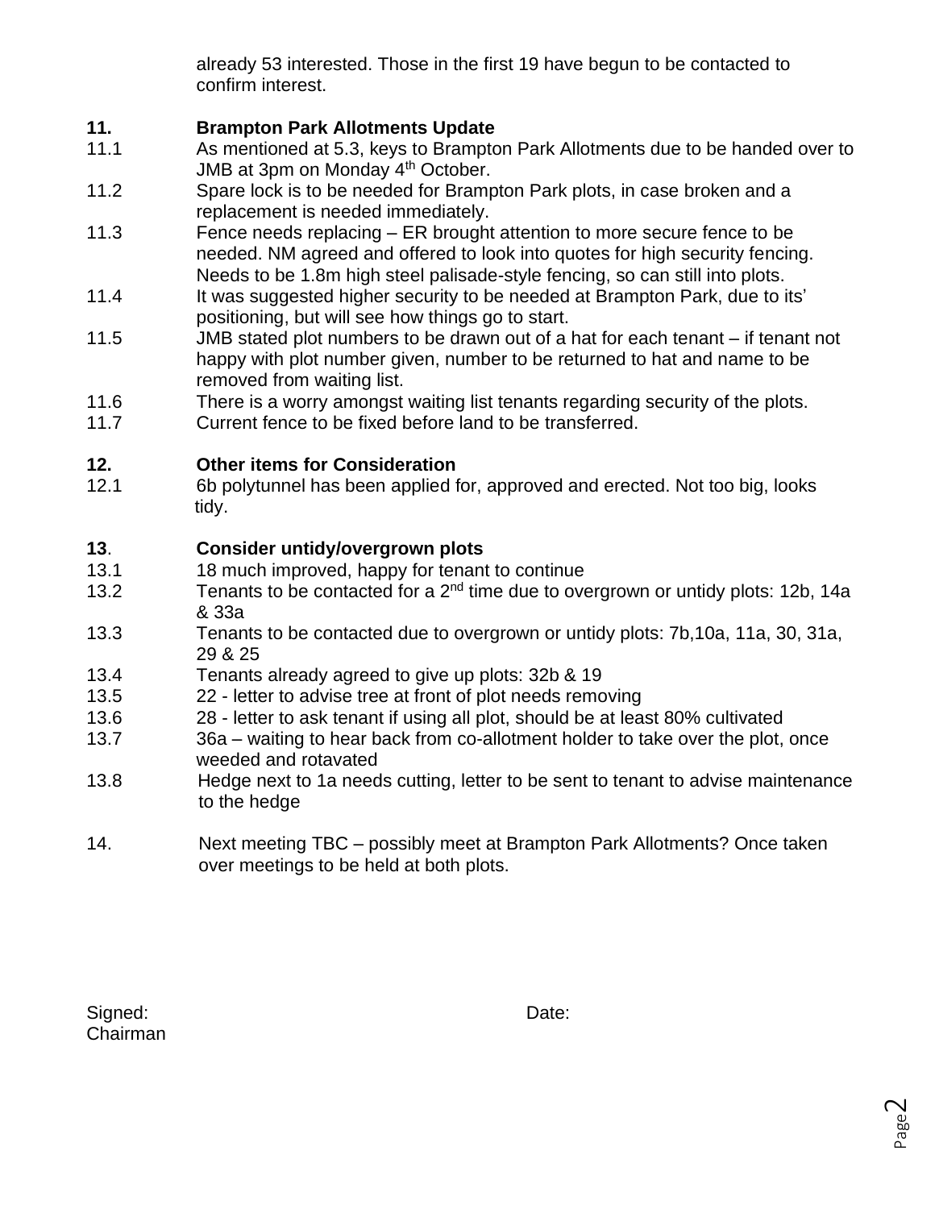already 53 interested. Those in the first 19 have begun to be contacted to confirm interest.

**11. Brampton Park Allotments Update**

11.1 As mentioned at 5.3, keys to Brampton Park Allotments due to be handed over to JMB at 3pm on Monday 4th October.

11.2 Spare lock is to be needed for Brampton Park plots, in case broken and a replacement is needed immediately.

11.3 Fence needs replacing – ER brought attention to more secure fence to be needed. NM agreed and offered to look into quotes for high security fencing. Needs to be 1.8m high steel palisade-style fencing, so can still into plots.

11.4 It was suggested higher security to be needed at Brampton Park, due to its' positioning, but will see how things go to start.

11.5 JMB stated plot numbers to be drawn out of a hat for each tenant – if tenant not happy with plot number given, number to be returned to hat and name to be removed from waiting list.

11.6 There is a worry amongst waiting list tenants regarding security of the plots.

11.7 Current fence to be fixed before land to be transferred.

**12. Other items for Consideration**

12.1 6b polytunnel has been applied for, approved and erected. Not too big, looks tidy.

**13. Consider untidy/overgrown plots**

13.1 18 much improved, happy for tenant to continue

13.2 Tenants to be contacted for a 2nd time due to overgrown or untidy plots: 12b, 14a & 33a

13.3 Tenants to be contacted due to overgrown or untidy plots: 7b,10a, 11a, 30, 31a, 29 & 25

13.4 Tenants already agreed to give up plots: 32b & 19

13.5 22 - letter to advise tree at front of plot needs removing

13.6 28 - letter to ask tenant if using all plot, should be at least 80% cultivated

13.7 36a – waiting to hear back from co-allotment holder to take over the plot, once weeded and rotavated

13.8 Hedge next to 1a needs cutting, letter to be sent to tenant to advise maintenance to the hedge

14. Next meeting TBC – possibly meet at Brampton Park Allotments? Once taken over meetings to be held at both plots.

Signed: Date:
Chairman